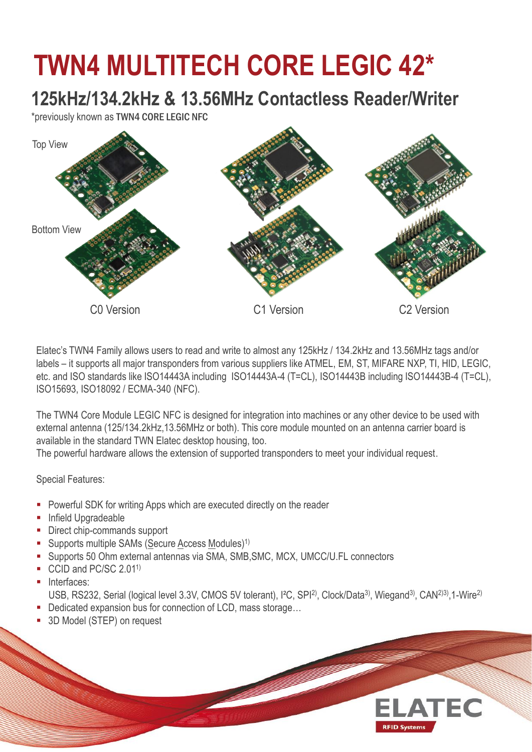# TWN4 MULTITECH CORE LEGIC 42*

## 125kHz/134.2kHz & 13.56MHz Contactless Reader/Writer

*previously known as **TWN4 CORE LEGIC NFC**

Top View

Bottom View

C0 Version

C1 Version

C2 Version

Elatec's TWN4 Family allows users to read and write to almost any 125kHz / 134.2kHz and 13.56MHz tags and/or labels – it supports all major transponders from various suppliers like ATMEL, EM, ST, MIFARE NXP, TI, HID, LEGIC, etc. and ISO standards like ISO14443A including ISO14443A-4 (T=CL), ISO14443B including ISO14443B-4 (T=CL), ISO15693, ISO18092 / ECMA-340 (NFC).

The TWN4 Core Module LEGIC NFC is designed for integration into machines or any other device to be used with external antenna (125/134.2kHz,13.56MHz or both). This core module mounted on an antenna carrier board is available in the standard TWN Elatec desktop housing, too.
The powerful hardware allows the extension of supported transponders to meet your individual request.

Special Features:

- Powerful SDK for writing Apps which are executed directly on the reader
- Infield Upgradeable
- Direct chip-commands support
- Supports multiple SAMs (Secure Access Modules)[1)]
- Supports 50 Ohm external antennas via SMA, SMB,SMC, MCX, UMCC/U.FL connectors
- CCID and PC/SC 2.01[1)]
- Interfaces:
  USB, RS232, Serial (logical level 3.3V, CMOS 5V tolerant), I²C, SPI[2)], Clock/Data[3)], Wiegand[3)], CAN[2)3)],1-Wire[2)]
- Dedicated expansion bus for connection of LCD, mass storage…
- 3D Model (STEP) on request

ELATEC
RFID Systems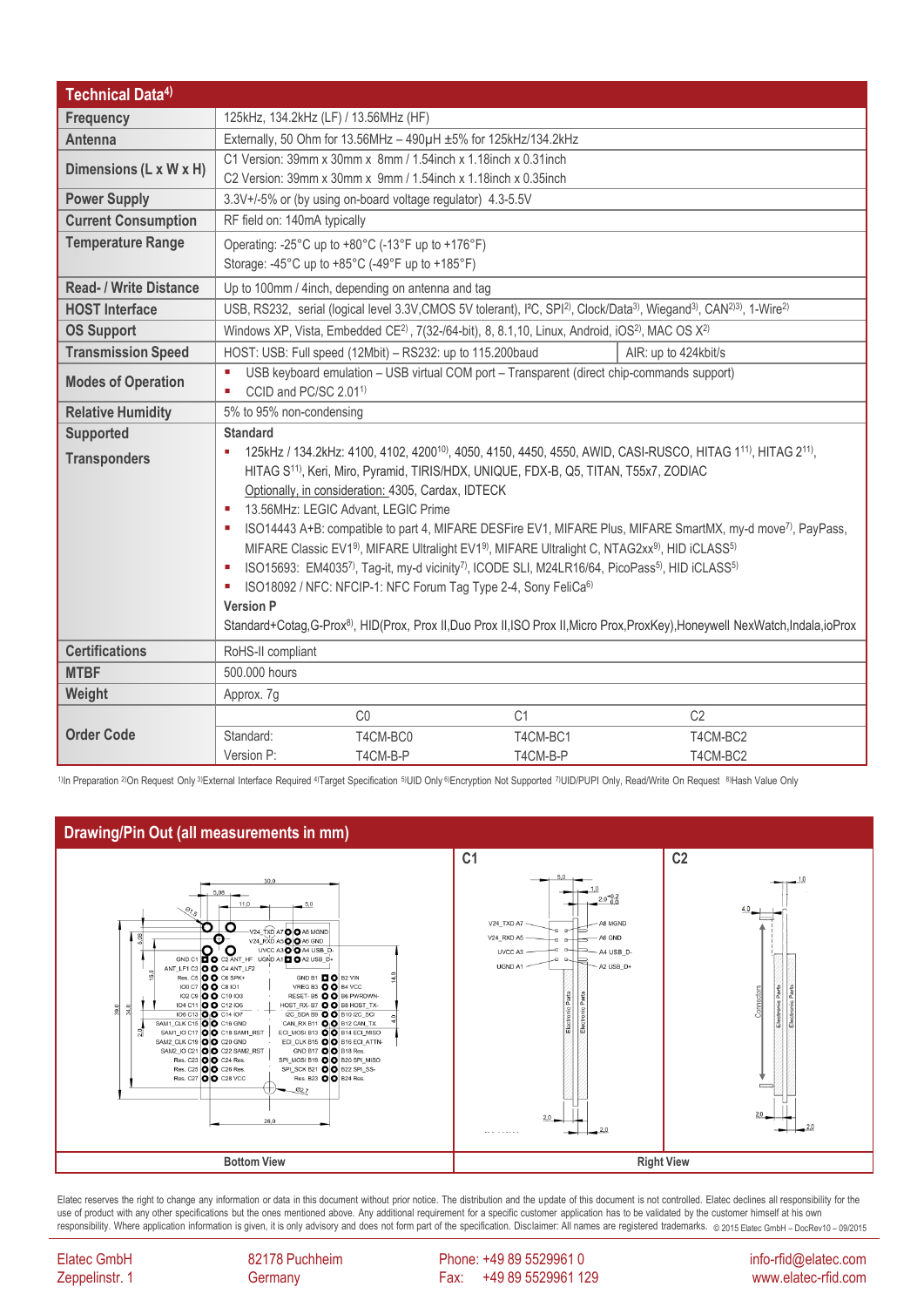## Technical Data[4)]

| | |
|---|---|
| **Frequency** | 125kHz, 134.2kHz (LF) / 13.56MHz (HF) |
| **Antenna** | Externally, 50 Ohm for 13.56MHz – 490µH ±5% for 125kHz/134.2kHz |
| **Dimensions (L x W x H)** | C1 Version: 39mm x 30mm x 8mm / 1.54inch x 1.18inch x 0.31inch<br>C2 Version: 39mm x 30mm x 9mm / 1.54inch x 1.18inch x 0.35inch |
| **Power Supply** | 3.3V+/-5% or (by using on-board voltage regulator) 4.3-5.5V |
| **Current Consumption** | RF field on: 140mA typically |
| **Temperature Range** | Operating: -25°C up to +80°C (-13°F up to +176°F)<br>Storage: -45°C up to +85°C (-49°F up to +185°F) |
| **Read- / Write Distance** | Up to 100mm / 4inch, depending on antenna and tag |
| **HOST Interface** | USB, RS232, serial (logical level 3.3V,CMOS 5V tolerant), I²C, SPI[2)], Clock/Data[3)], Wiegand[3)], CAN[2)3)], 1-Wire[2)] |
| **OS Support** | Windows XP, Vista, Embedded CE[2)], 7(32-/64-bit), 8, 8.1,10, Linux, Android, iOS[2)], MAC OS X[2)] |
| **Transmission Speed** | HOST: USB: Full speed (12Mbit) – RS232: up to 115.200baud — AIR: up to 424kbit/s |
| **Modes of Operation** | ▪ USB keyboard emulation – USB virtual COM port – Transparent (direct chip-commands support)<br>▪ CCID and PC/SC 2.01[1)] |
| **Relative Humidity** | 5% to 95% non-condensing |
| **Supported Transponders** | **Standard**<br>▪ 125kHz / 134.2kHz: 4100, 4102, 4200[10)], 4050, 4150, 4450, 4550, AWID, CASI-RUSCO, HITAG 1[11)], HITAG 2[11)], HITAG S[11)], Keri, Miro, Pyramid, TIRIS/HDX, UNIQUE, FDX-B, Q5, TITAN, T55x7, ZODIAC<br>Optionally, in consideration: 4305, Cardax, IDTECK<br>▪ 13.56MHz: LEGIC Advant, LEGIC Prime<br>▪ ISO14443 A+B: compatible to part 4, MIFARE DESFire EV1, MIFARE Plus, MIFARE SmartMX, my-d move[7)], PayPass, MIFARE Classic EV1[9)], MIFARE Ultralight EV1[9)], MIFARE Ultralight C, NTAG2xx[9)], HID iCLASS[5)]<br>▪ ISO15693: EM4035[7)], Tag-it, my-d vicinity[7)], ICODE SLI, M24LR16/64, PicoPass[5)], HID iCLASS[5)]<br>▪ ISO18092 / NFC: NFCIP-1: NFC Forum Tag Type 2-4, Sony FeliCa[6)]<br>**Version P**<br>Standard+Cotag,G-Prox[8)], HID(Prox, Prox II,Duo Prox II,ISO Prox II,Micro Prox,ProxKey),Honeywell NexWatch,Indala,ioProx |
| **Certifications** | RoHS-II compliant |
| **MTBF** | 500.000 hours |
| **Weight** | Approx. 7g |

| **Order Code** | | C0 | C1 | C2 |
|---|---|---|---|---|
| | Standard: | T4CM-BC0 | T4CM-BC1 | T4CM-BC2 |
| | Version P: | T4CM-B-P | T4CM-B-P | T4CM-BC2 |

[1)]In Preparation [2)]On Request Only [3)]External Interface Required [4)]Target Specification [5)]UID Only [6)]Encryption Not Supported [7)]UID/PUPI Only, Read/Write On Request [8)]Hash Value Only

## Drawing/Pin Out (all measurements in mm)

**Bottom View**

30,0
5,08
11,0
5,0
Ø1,5
5,08
15,5
39,0
34,0
2,0
14,0
4,0
26,0
Ø2,7

GND C1, ANT_LF1 C3, Res. C5, IO0 C7, IO2 C9, IO4 C11, IO6 C13, SAM1_CLK C15, SAM1_IO C17, SAM2_CLK C19, SAM2_IO C21, Res. C23, Res. C25, Res. C27
C2 ANT_HF, C4 ANT_LF2, C6 SPK+, C8 IO1, C10 IO3, C12 IO5, C14 IO7, C16 GND, C18 SAM1_RST, C20 GND, C22 SAM2_RST, C24 Res., C26 Res., C28 VCC
V24_TXD A7, V24_RXD A5, UVCC A3, UGND A1
A8 MGND, A6 GND, A4 USB_D-, A2 USB_D+
GND B1, VREG B3, RESET- B5, HOST_RX- B7, I2C_SDA B9, CAN_RX B11, ECI_MOSI B13, ECI_CLK B15, GND B17, SPI_MOSI B19, SPI_SCK B21, Res. B23
B2 VIN, B4 VCC, B6 PWRDWN-, B8 HOST_TX-, B10 I2C_SCI, B12 CAN_TX, B14 ECI_MISO, B16 ECI_ATTN-, B18 Res., B20 SPI_MISO, B22 SPI_SS-, B24 Res.

**Right View**

**C1**

5,0
1,0
2,0 +0,2/-0,0
V24_TXD A7, V24_RXD A5, UVCC A3, UGND A1
A8 MGND, A6 GND, A4 USB_D-, A2 USB_D+
Electronic Parts
Electronic Parts
2,0
2,0

**C2**

1,0
4,0
Connectors
Electronic Parts
Electronic Parts
2,0
2,0

Elatec reserves the right to change any information or data in this document without prior notice. The distribution and the update of this document is not controlled. Elatec declines all responsibility for the use of product with any other specifications but the ones mentioned above. Any additional requirement for a specific customer application has to be validated by the customer himself at his own responsibility. Where application information is given, it is only advisory and does not form part of the specification. Disclaimer: All names are registered trademarks. © 2015 Elatec GmbH – DocRev10 – 09/2015

Elatec GmbH
Zeppelinstr. 1
82178 Puchheim
Germany
Phone: +49 89 5529961 0
Fax: +49 89 5529961 129
info-rfid@elatec.com
www.elatec-rfid.com